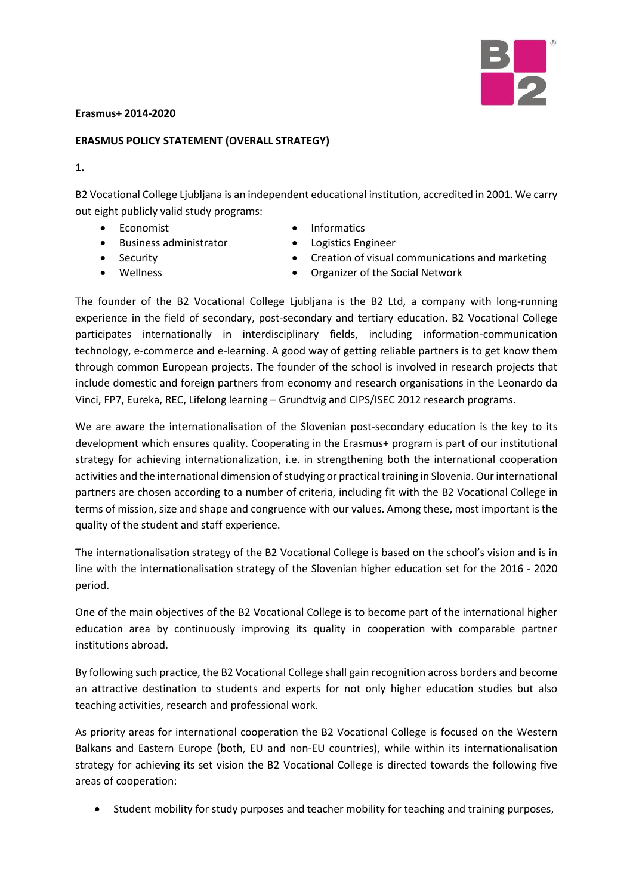**Erasmus+ 2014-2020**

**ERASMUS POLICY STATEMENT (OVERALL STRATEGY)**

**1.**

B2 Vocational College Ljubljana is an independent educational institution, accredited in 2001. We carry out eight publicly valid study programs:

- Economist
- Business administrator
- Security
- Wellness
- Informatics
- Logistics Engineer
- Creation of visual communications and marketing
- Organizer of the Social Network

The founder of the B2 Vocational College Ljubljana is the B2 Ltd, a company with long-running experience in the field of secondary, post-secondary and tertiary education. B2 Vocational College participates internationally in interdisciplinary fields, including information-communication technology, e-commerce and e-learning. A good way of getting reliable partners is to get know them through common European projects. The founder of the school is involved in research projects that include domestic and foreign partners from economy and research organisations in the Leonardo da Vinci, FP7, Eureka, REC, Lifelong learning – Grundtvig and CIPS/ISEC 2012 research programs.

We are aware the internationalisation of the Slovenian post-secondary education is the key to its development which ensures quality. Cooperating in the Erasmus+ program is part of our institutional strategy for achieving internationalization, i.e. in strengthening both the international cooperation activities and the international dimension of studying or practical training in Slovenia. Our international partners are chosen according to a number of criteria, including fit with the B2 Vocational College in terms of mission, size and shape and congruence with our values. Among these, most important is the quality of the student and staff experience.

The internationalisation strategy of the B2 Vocational College is based on the school's vision and is in line with the internationalisation strategy of the Slovenian higher education set for the 2016 - 2020 period.

One of the main objectives of the B2 Vocational College is to become part of the international higher education area by continuously improving its quality in cooperation with comparable partner institutions abroad.

By following such practice, the B2 Vocational College shall gain recognition across borders and become an attractive destination to students and experts for not only higher education studies but also teaching activities, research and professional work.

As priority areas for international cooperation the B2 Vocational College is focused on the Western Balkans and Eastern Europe (both, EU and non-EU countries), while within its internationalisation strategy for achieving its set vision the B2 Vocational College is directed towards the following five areas of cooperation:

- Student mobility for study purposes and teacher mobility for teaching and training purposes,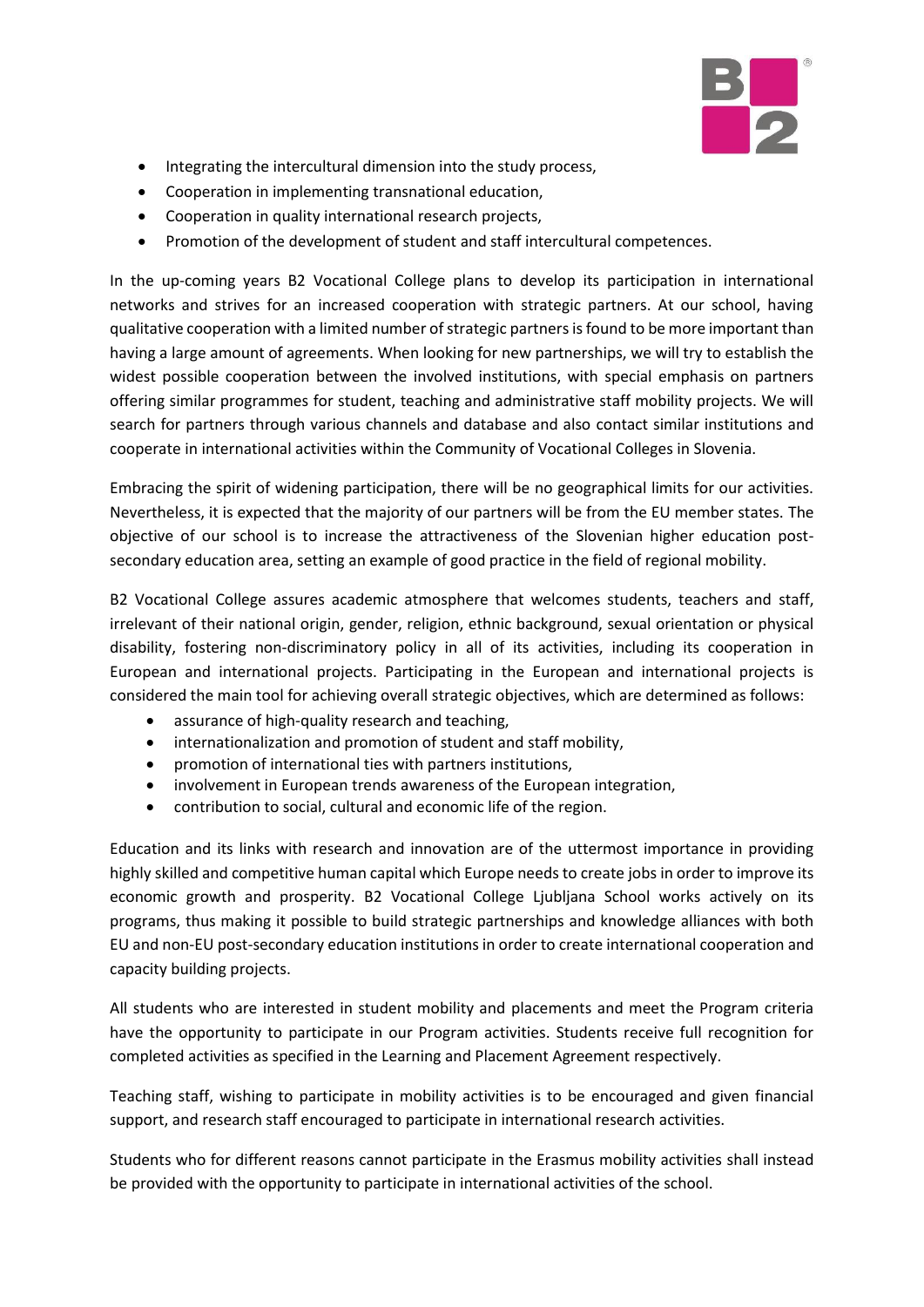- Integrating the intercultural dimension into the study process,
- Cooperation in implementing transnational education,
- Cooperation in quality international research projects,
- Promotion of the development of student and staff intercultural competences.

In the up-coming years B2 Vocational College plans to develop its participation in international networks and strives for an increased cooperation with strategic partners. At our school, having qualitative cooperation with a limited number of strategic partners is found to be more important than having a large amount of agreements. When looking for new partnerships, we will try to establish the widest possible cooperation between the involved institutions, with special emphasis on partners offering similar programmes for student, teaching and administrative staff mobility projects. We will search for partners through various channels and database and also contact similar institutions and cooperate in international activities within the Community of Vocational Colleges in Slovenia.

Embracing the spirit of widening participation, there will be no geographical limits for our activities. Nevertheless, it is expected that the majority of our partners will be from the EU member states. The objective of our school is to increase the attractiveness of the Slovenian higher education post-secondary education area, setting an example of good practice in the field of regional mobility.

B2 Vocational College assures academic atmosphere that welcomes students, teachers and staff, irrelevant of their national origin, gender, religion, ethnic background, sexual orientation or physical disability, fostering non-discriminatory policy in all of its activities, including its cooperation in European and international projects. Participating in the European and international projects is considered the main tool for achieving overall strategic objectives, which are determined as follows:

- assurance of high-quality research and teaching,
- internationalization and promotion of student and staff mobility,
- promotion of international ties with partners institutions,
- involvement in European trends awareness of the European integration,
- contribution to social, cultural and economic life of the region.

Education and its links with research and innovation are of the uttermost importance in providing highly skilled and competitive human capital which Europe needs to create jobs in order to improve its economic growth and prosperity. B2 Vocational College Ljubljana School works actively on its programs, thus making it possible to build strategic partnerships and knowledge alliances with both EU and non-EU post-secondary education institutions in order to create international cooperation and capacity building projects.

All students who are interested in student mobility and placements and meet the Program criteria have the opportunity to participate in our Program activities. Students receive full recognition for completed activities as specified in the Learning and Placement Agreement respectively.

Teaching staff, wishing to participate in mobility activities is to be encouraged and given financial support, and research staff encouraged to participate in international research activities.

Students who for different reasons cannot participate in the Erasmus mobility activities shall instead be provided with the opportunity to participate in international activities of the school.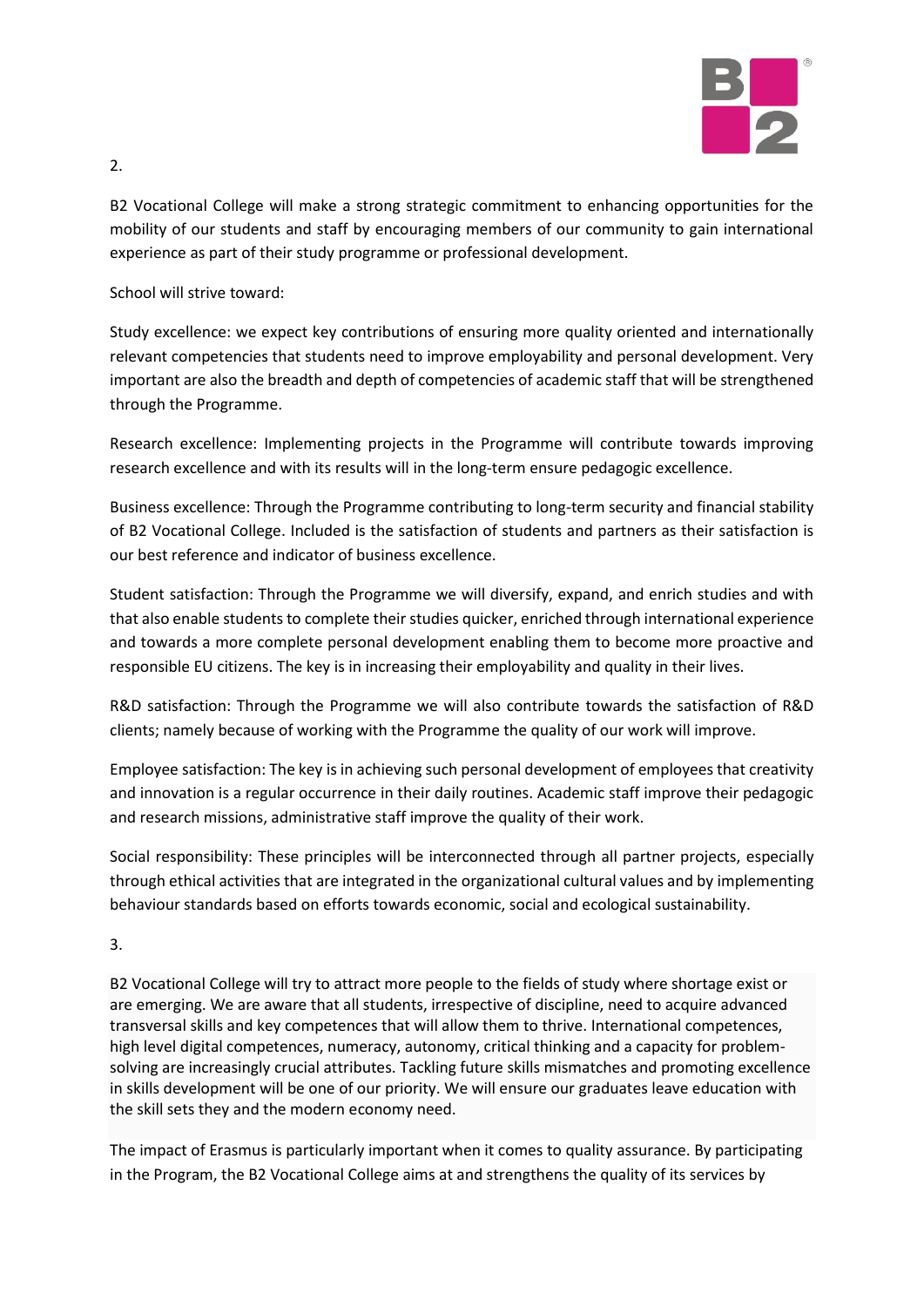2.

B2 Vocational College will make a strong strategic commitment to enhancing opportunities for the mobility of our students and staff by encouraging members of our community to gain international experience as part of their study programme or professional development.

School will strive toward:

Study excellence: we expect key contributions of ensuring more quality oriented and internationally relevant competencies that students need to improve employability and personal development. Very important are also the breadth and depth of competencies of academic staff that will be strengthened through the Programme.

Research excellence: Implementing projects in the Programme will contribute towards improving research excellence and with its results will in the long-term ensure pedagogic excellence.

Business excellence: Through the Programme contributing to long-term security and financial stability of B2 Vocational College. Included is the satisfaction of students and partners as their satisfaction is our best reference and indicator of business excellence.

Student satisfaction: Through the Programme we will diversify, expand, and enrich studies and with that also enable students to complete their studies quicker, enriched through international experience and towards a more complete personal development enabling them to become more proactive and responsible EU citizens. The key is in increasing their employability and quality in their lives.

R&D satisfaction: Through the Programme we will also contribute towards the satisfaction of R&D clients; namely because of working with the Programme the quality of our work will improve.

Employee satisfaction: The key is in achieving such personal development of employees that creativity and innovation is a regular occurrence in their daily routines. Academic staff improve their pedagogic and research missions, administrative staff improve the quality of their work.

Social responsibility: These principles will be interconnected through all partner projects, especially through ethical activities that are integrated in the organizational cultural values and by implementing behaviour standards based on efforts towards economic, social and ecological sustainability.

3.

B2 Vocational College will try to attract more people to the fields of study where shortage exist or are emerging. We are aware that all students, irrespective of discipline, need to acquire advanced transversal skills and key competences that will allow them to thrive. International competences, high level digital competences, numeracy, autonomy, critical thinking and a capacity for problem-solving are increasingly crucial attributes. Tackling future skills mismatches and promoting excellence in skills development will be one of our priority. We will ensure our graduates leave education with the skill sets they and the modern economy need.

The impact of Erasmus is particularly important when it comes to quality assurance. By participating in the Program, the B2 Vocational College aims at and strengthens the quality of its services by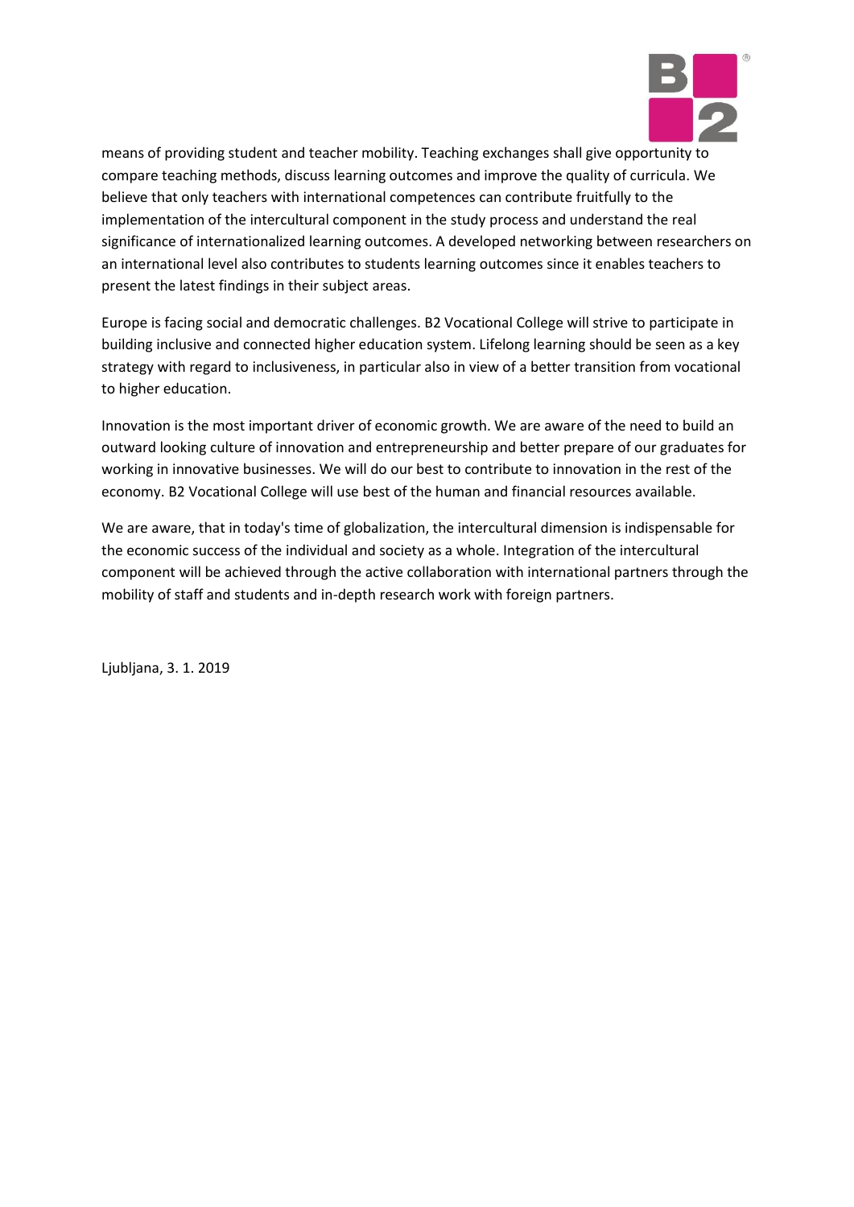means of providing student and teacher mobility. Teaching exchanges shall give opportunity to compare teaching methods, discuss learning outcomes and improve the quality of curricula. We believe that only teachers with international competences can contribute fruitfully to the implementation of the intercultural component in the study process and understand the real significance of internationalized learning outcomes. A developed networking between researchers on an international level also contributes to students learning outcomes since it enables teachers to present the latest findings in their subject areas.

Europe is facing social and democratic challenges. B2 Vocational College will strive to participate in building inclusive and connected higher education system. Lifelong learning should be seen as a key strategy with regard to inclusiveness, in particular also in view of a better transition from vocational to higher education.

Innovation is the most important driver of economic growth. We are aware of the need to build an outward looking culture of innovation and entrepreneurship and better prepare of our graduates for working in innovative businesses. We will do our best to contribute to innovation in the rest of the economy. B2 Vocational College will use best of the human and financial resources available.

We are aware, that in today's time of globalization, the intercultural dimension is indispensable for the economic success of the individual and society as a whole. Integration of the intercultural component will be achieved through the active collaboration with international partners through the mobility of staff and students and in-depth research work with foreign partners.

Ljubljana, 3. 1. 2019